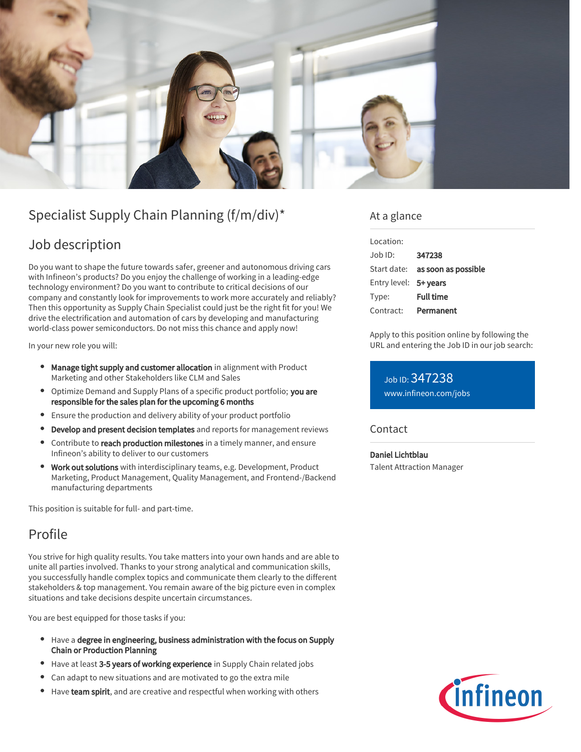# Specialist Supply Chain Planning (f/m/div)*

## Job description

Do you want to shape the future towards safer, greener and autonomous driving cars with Infineon's products? Do you enjoy the challenge of working in a leading-edge technology environment? Do you want to contribute to critical decisions of our company and constantly look for improvements to work more accurately and reliably? Then this opportunity as Supply Chain Specialist could just be the right fit for you! We drive the electrification and automation of cars by developing and manufacturing world-class power semiconductors. Do not miss this chance and apply now!

In your new role you will:

- **Manage tight supply and customer allocation** in alignment with Product Marketing and other Stakeholders like CLM and Sales
- Optimize Demand and Supply Plans of a specific product portfolio; **you are responsible for the sales plan for the upcoming 6 months**
- Ensure the production and delivery ability of your product portfolio
- **Develop and present decision templates** and reports for management reviews
- Contribute to **reach production milestones** in a timely manner, and ensure Infineon's ability to deliver to our customers
- **Work out solutions** with interdisciplinary teams, e.g. Development, Product Marketing, Product Management, Quality Management, and Frontend-/Backend manufacturing departments

This position is suitable for full- and part-time.

## Profile

You strive for high quality results. You take matters into your own hands and are able to unite all parties involved. Thanks to your strong analytical and communication skills, you successfully handle complex topics and communicate them clearly to the different stakeholders & top management. You remain aware of the big picture even in complex situations and take decisions despite uncertain circumstances.

You are best equipped for those tasks if you:

- Have a **degree in engineering, business administration with the focus on Supply Chain or Production Planning**
- Have at least **3-5 years of working experience** in Supply Chain related jobs
- Can adapt to new situations and are motivated to go the extra mile
- Have **team spirit**, and are creative and respectful when working with others

## At a glance

| | |
|---|---|
| Location: | |
| Job ID: | **347238** |
| Start date: | **as soon as possible** |
| Entry level: | **5+ years** |
| Type: | **Full time** |
| Contract: | **Permanent** |

Apply to this position online by following the URL and entering the Job ID in our job search:

Job ID: 347238
www.infineon.com/jobs

## Contact

**Daniel Lichtblau**
Talent Attraction Manager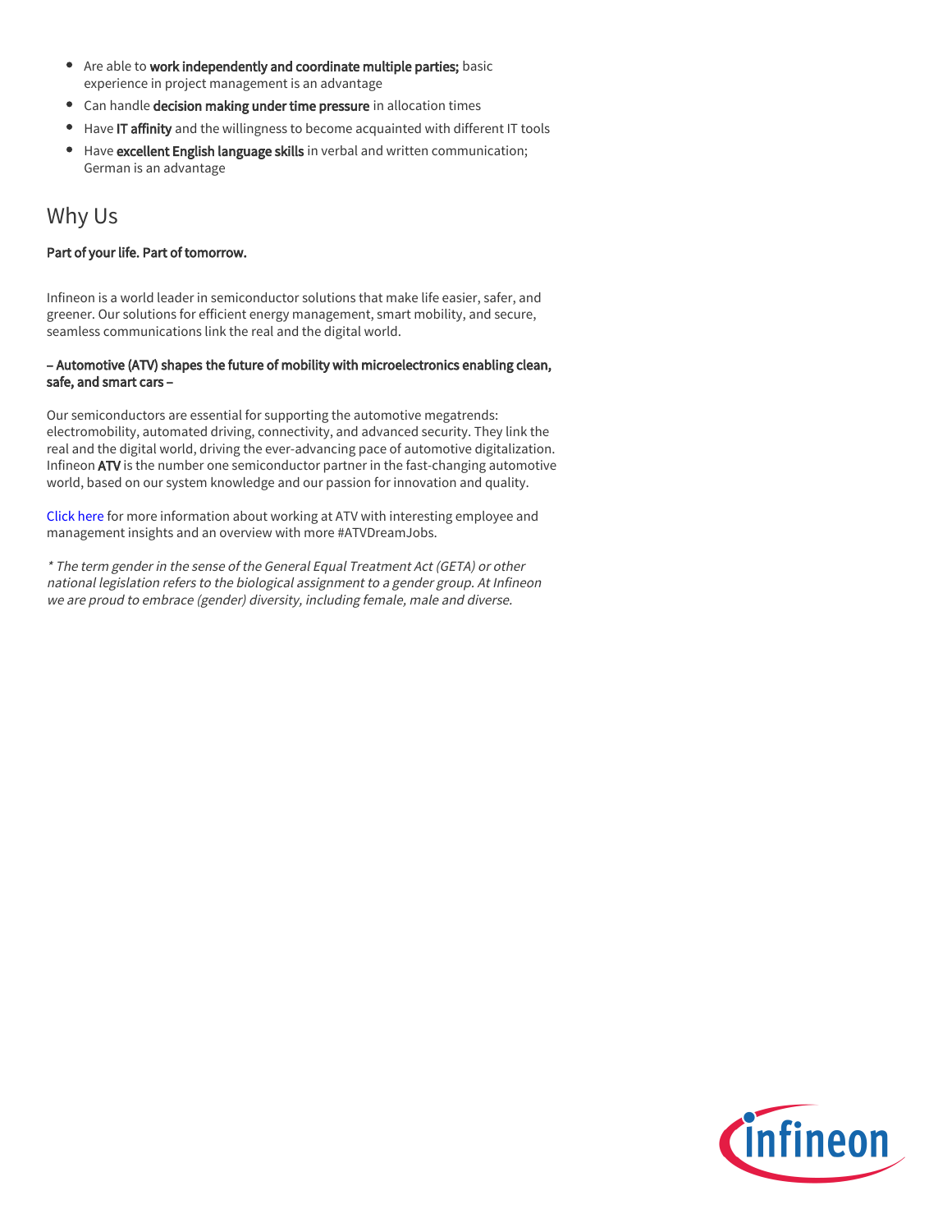- Are able to **work independently and coordinate multiple parties;** basic experience in project management is an advantage
- Can handle **decision making under time pressure** in allocation times
- Have **IT affinity** and the willingness to become acquainted with different IT tools
- Have **excellent English language skills** in verbal and written communication; German is an advantage

## Why Us

**Part of your life. Part of tomorrow.**

Infineon is a world leader in semiconductor solutions that make life easier, safer, and greener. Our solutions for efficient energy management, smart mobility, and secure, seamless communications link the real and the digital world.

**– Automotive (ATV) shapes the future of mobility with microelectronics enabling clean, safe, and smart cars –**

Our semiconductors are essential for supporting the automotive megatrends: electromobility, automated driving, connectivity, and advanced security. They link the real and the digital world, driving the ever-advancing pace of automotive digitalization. Infineon **ATV** is the number one semiconductor partner in the fast-changing automotive world, based on our system knowledge and our passion for innovation and quality.

Click here for more information about working at ATV with interesting employee and management insights and an overview with more #ATVDreamJobs.

*\* The term gender in the sense of the General Equal Treatment Act (GETA) or other national legislation refers to the biological assignment to a gender group. At Infineon we are proud to embrace (gender) diversity, including female, male and diverse.*